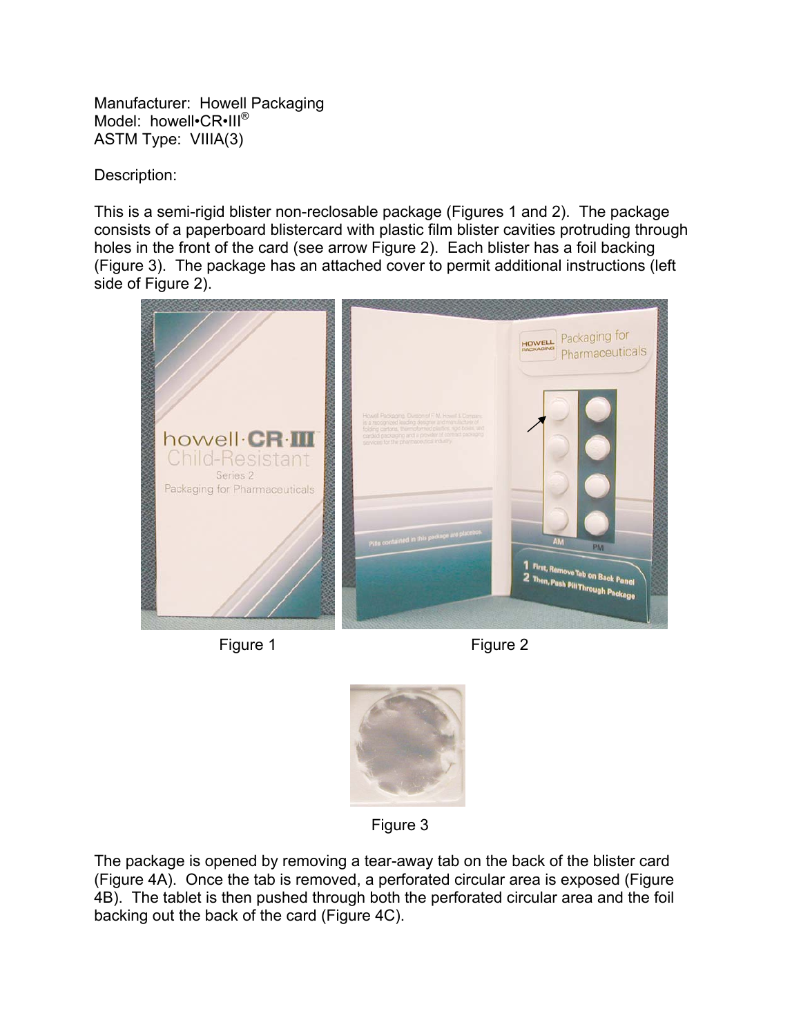Manufacturer: Howell Packaging
Model: howell•CR•III®
ASTM Type: VIIIA(3)

Description:

This is a semi-rigid blister non-reclosable package (Figures 1 and 2). The package consists of a paperboard blistercard with plastic film blister cavities protruding through holes in the front of the card (see arrow Figure 2). Each blister has a foil backing (Figure 3). The package has an attached cover to permit additional instructions (left side of Figure 2).

Figure 1

Figure 2

Figure 3

The package is opened by removing a tear-away tab on the back of the blister card (Figure 4A). Once the tab is removed, a perforated circular area is exposed (Figure 4B). The tablet is then pushed through both the perforated circular area and the foil backing out the back of the card (Figure 4C).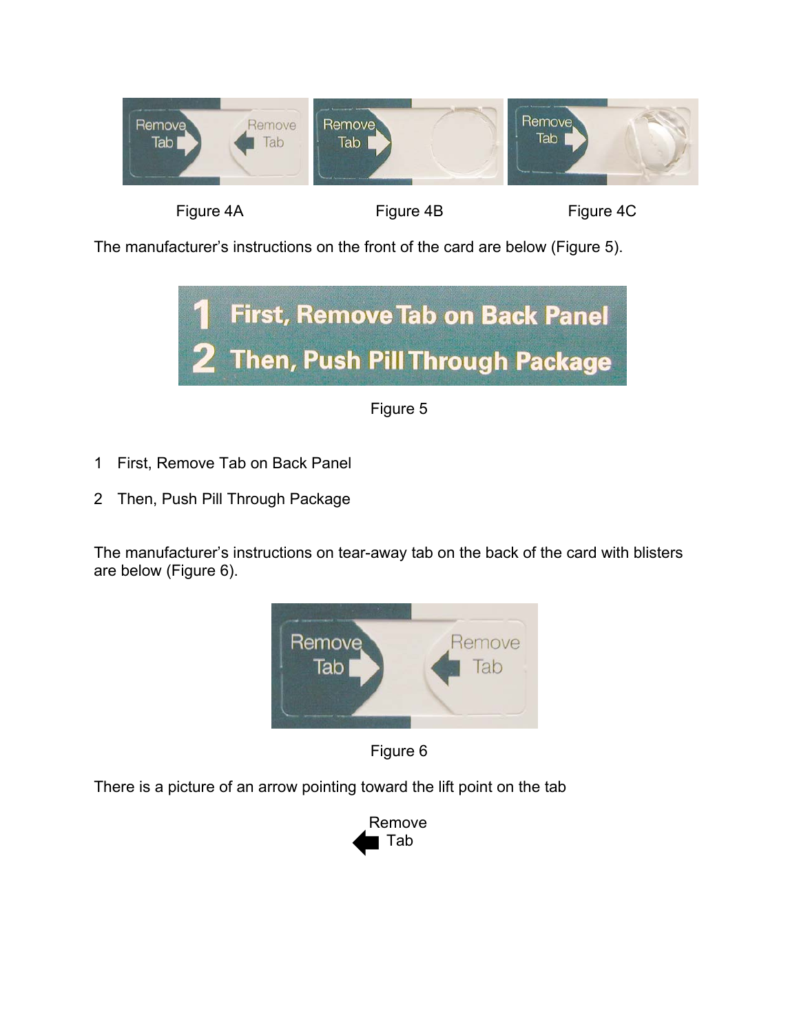Figure 4A Figure 4B Figure 4C

The manufacturer's instructions on the front of the card are below (Figure 5).

Figure 5

1 First, Remove Tab on Back Panel

2 Then, Push Pill Through Package

The manufacturer's instructions on tear-away tab on the back of the card with blisters are below (Figure 6).

Figure 6

There is a picture of an arrow pointing toward the lift point on the tab

Remove
Tab